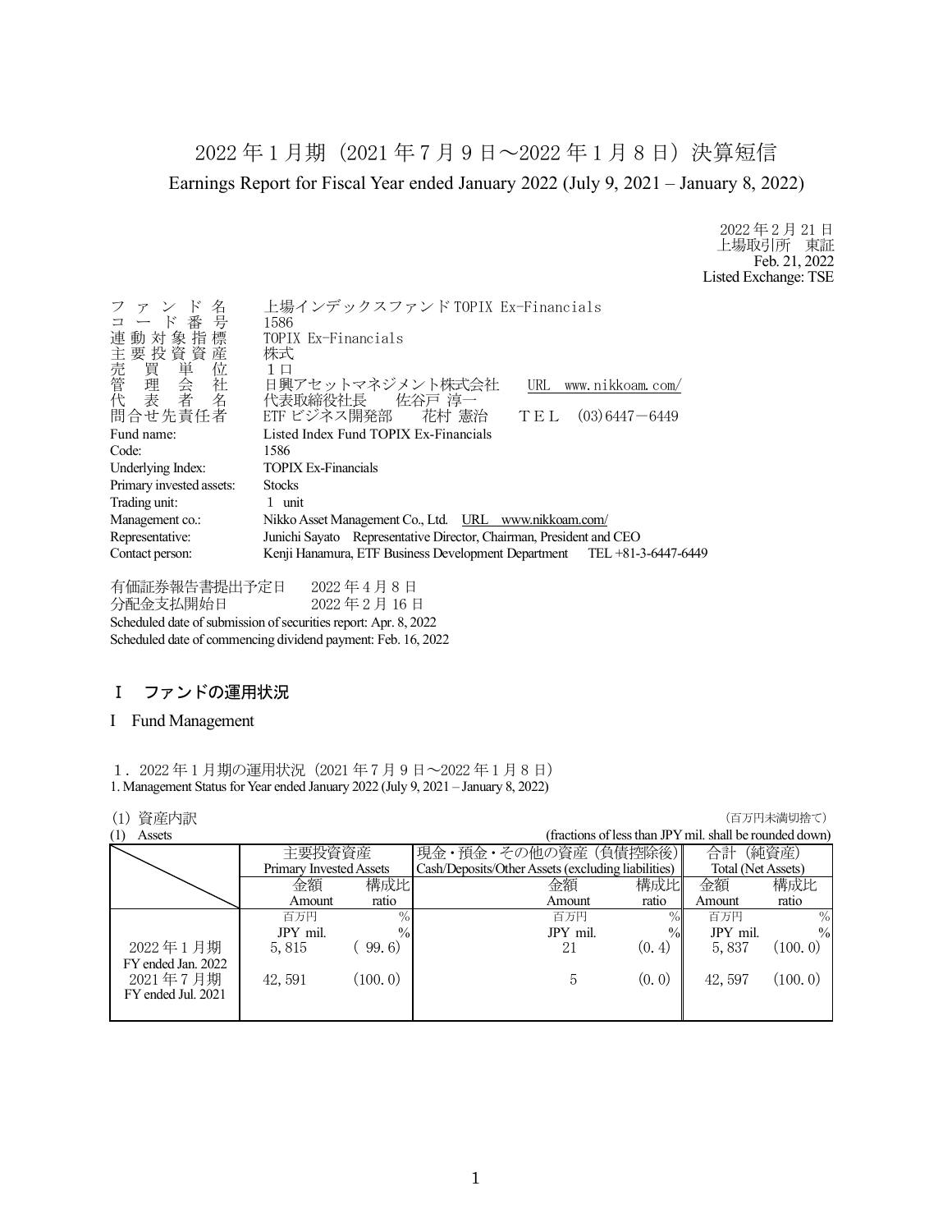# 2022 年 1 月期（2021 年 7 月 9 日～2022 年 1 月 8 日）決算短信

Earnings Report for Fiscal Year ended January 2022 (July 9, 2021 – January 8, 2022)

2022 年 2 月 21 日
上場取引所　東証
Feb. 21, 2022
Listed Exchange: TSE

ファンド名　上場インデックスファンド TOPIX Ex-Financials
コード番号　1586
連動対象指標　TOPIX Ex-Financials
主要投資資産　株式
売買単位　１口
管理会社　日興アセットマネジメント株式会社　URL　www.nikkoam.com/
代表者名　代表取締役社長　佐谷戸 淳一
問合せ先責任者　ETF ビジネス開発部　花村 憲治　ＴＥＬ　(03)6447－6449

Fund name: Listed Index Fund TOPIX Ex-Financials
Code: 1586
Underlying Index: TOPIX Ex-Financials
Primary invested assets: Stocks
Trading unit: 1 unit
Management co.: Nikko Asset Management Co., Ltd.　URL　www.nikkoam.com/
Representative: Junichi Sayato　Representative Director, Chairman, President and CEO
Contact person: Kenji Hanamura, ETF Business Development Department　TEL +81-3-6447-6449

有価証券報告書提出予定日　2022 年 4 月 8 日
分配金支払開始日　2022 年 2 月 16 日
Scheduled date of submission of securities report: Apr. 8, 2022
Scheduled date of commencing dividend payment: Feb. 16, 2022

## Ⅰ　ファンドの運用状況

## I　Fund Management

１．2022 年 1 月期の運用状況（2021 年 7 月 9 日～2022 年 1 月 8 日）
1. Management Status for Year ended January 2022 (July 9, 2021 – January 8, 2022)

(1) 資産内訳　（百万円未満切捨て）
(1) Assets　(fractions of less than JPY mil. shall be rounded down)

| | 主要投資資産 Primary Invested Assets | | 現金・預金・その他の資産（負債控除後） Cash/Deposits/Other Assets (excluding liabilities) | | 合計（純資産） Total (Net Assets) | |
|---|---|---|---|---|---|---|
| | 金額 Amount | 構成比 ratio | 金額 Amount | 構成比 ratio | 金額 Amount | 構成比 ratio |
| | 百万円 JPY mil. | % | 百万円 JPY mil. | % | 百万円 JPY mil. | % |
| 2022 年 1 月期 FY ended Jan. 2022 | 5,815 | ( 99.6) | 21 | (0.4) | 5,837 | (100.0) |
| 2021 年 7 月期 FY ended Jul. 2021 | 42,591 | (100.0) | 5 | (0.0) | 42,597 | (100.0) |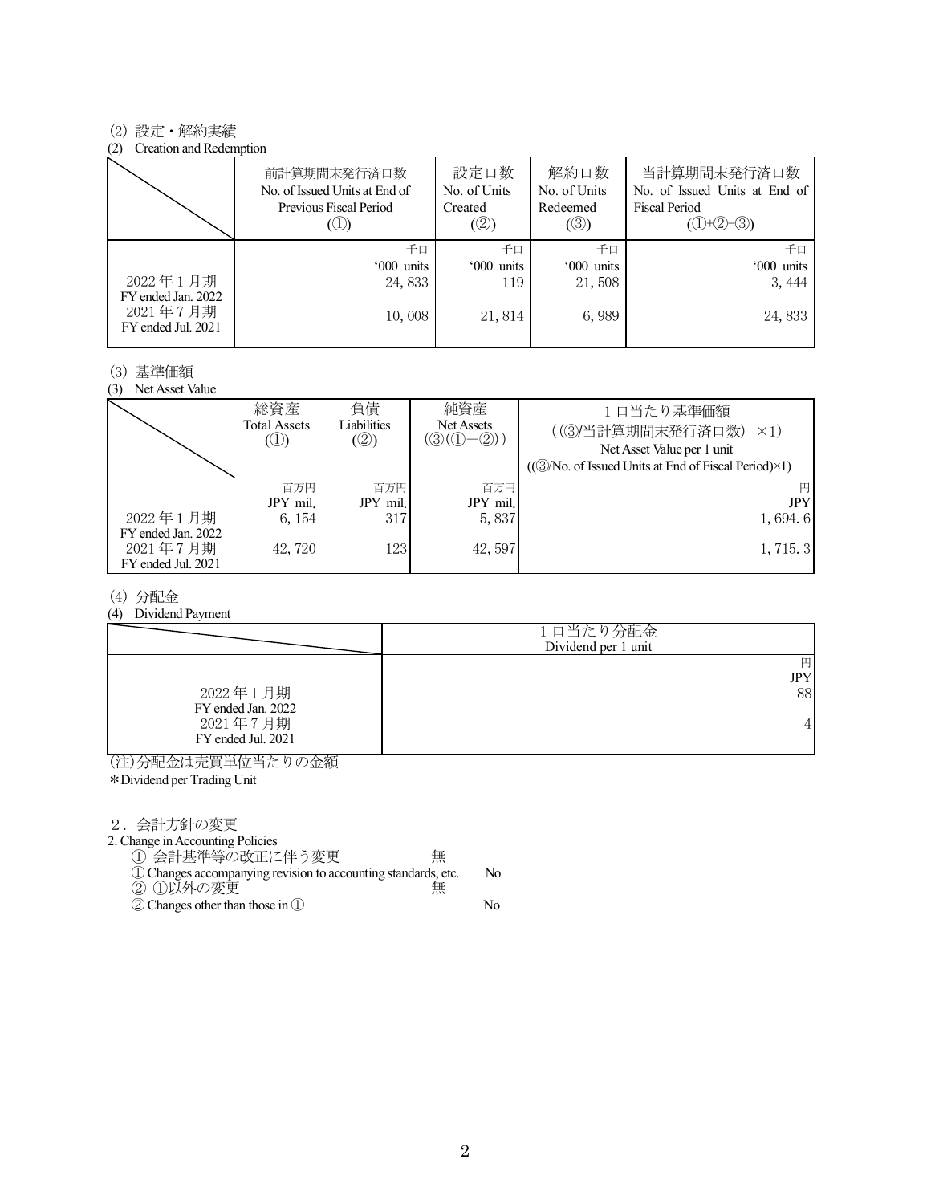(2) 設定・解約実績

(2) Creation and Redemption

| | 前計算期間末発行済口数<br>No. of Issued Units at End of Previous Fiscal Period<br>(①) | 設定口数<br>No. of Units Created<br>(②) | 解約口数<br>No. of Units Redeemed<br>(③) | 当計算期間末発行済口数<br>No. of Issued Units at End of Fiscal Period<br>(①+②−③) |
|---|---|---|---|---|
| | 千口<br>'000 units | 千口<br>'000 units | 千口<br>'000 units | 千口<br>'000 units |
| 2022 年 1 月期<br>FY ended Jan. 2022 | 24, 833 | 119 | 21, 508 | 3, 444 |
| 2021 年 7 月期<br>FY ended Jul. 2021 | 10, 008 | 21, 814 | 6, 989 | 24, 833 |

(3) 基準価額

(3) Net Asset Value

| | 総資産<br>Total Assets<br>(①) | 負債<br>Liabilities<br>(②) | 純資産<br>Net Assets<br>(③(①−②)) | 1 口当たり基準価額<br>((③/当計算期間末発行済口数) ×1)<br>Net Asset Value per 1 unit<br>((③/No. of Issued Units at End of Fiscal Period)×1) |
|---|---|---|---|---|
| | 百万円<br>JPY mil. | 百万円<br>JPY mil. | 百万円<br>JPY mil. | 円<br>JPY |
| 2022 年 1 月期<br>FY ended Jan. 2022 | 6, 154 | 317 | 5, 837 | 1, 694. 6 |
| 2021 年 7 月期<br>FY ended Jul. 2021 | 42, 720 | 123 | 42, 597 | 1, 715. 3 |

(4) 分配金

(4) Dividend Payment

| | 1 口当たり分配金<br>Dividend per 1 unit |
|---|---|
| | 円<br>JPY |
| 2022 年 1 月期<br>FY ended Jan. 2022 | 88 |
| 2021 年 7 月期<br>FY ended Jul. 2021 | 4 |

(注)分配金は売買単位当たりの金額

*Dividend per Trading Unit

2．会計方針の変更

2. Change in Accounting Policies

① 会計基準等の改正に伴う変更　無

① Changes accompanying revision to accounting standards, etc.　No

② ①以外の変更　無

② Changes other than those in ①　No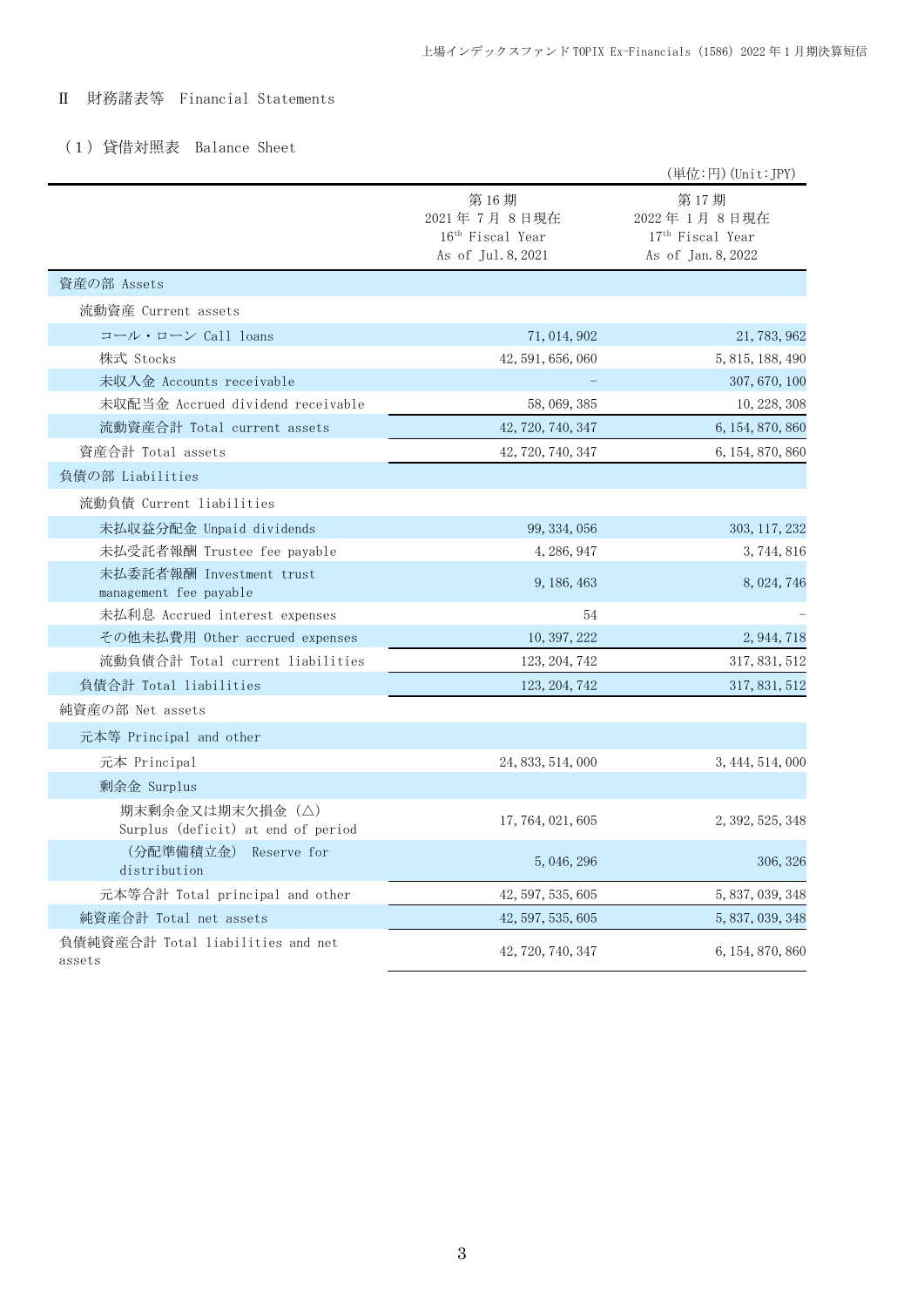## Ⅱ 財務諸表等 Financial Statements

### （1）貸借対照表 Balance Sheet

（単位：円）(Unit:JPY)

| | 第16期<br>2021年7月8日現在<br>16th Fiscal Year<br>As of Jul.8,2021 | 第17期<br>2022年1月8日現在<br>17th Fiscal Year<br>As of Jan.8,2022 |
|---|---|---|
| 資産の部 Assets | | |
| 流動資産 Current assets | | |
| コール・ローン Call loans | 71,014,902 | 21,783,962 |
| 株式 Stocks | 42,591,656,060 | 5,815,188,490 |
| 未収入金 Accounts receivable | – | 307,670,100 |
| 未収配当金 Accrued dividend receivable | 58,069,385 | 10,228,308 |
| 流動資産合計 Total current assets | 42,720,740,347 | 6,154,870,860 |
| 資産合計 Total assets | 42,720,740,347 | 6,154,870,860 |
| 負債の部 Liabilities | | |
| 流動負債 Current liabilities | | |
| 未払収益分配金 Unpaid dividends | 99,334,056 | 303,117,232 |
| 未払受託者報酬 Trustee fee payable | 4,286,947 | 3,744,816 |
| 未払委託者報酬 Investment trust management fee payable | 9,186,463 | 8,024,746 |
| 未払利息 Accrued interest expenses | 54 | – |
| その他未払費用 Other accrued expenses | 10,397,222 | 2,944,718 |
| 流動負債合計 Total current liabilities | 123,204,742 | 317,831,512 |
| 負債合計 Total liabilities | 123,204,742 | 317,831,512 |
| 純資産の部 Net assets | | |
| 元本等 Principal and other | | |
| 元本 Principal | 24,833,514,000 | 3,444,514,000 |
| 剰余金 Surplus | | |
| 期末剰余金又は期末欠損金（△） Surplus (deficit) at end of period | 17,764,021,605 | 2,392,525,348 |
| （分配準備積立金） Reserve for distribution | 5,046,296 | 306,326 |
| 元本等合計 Total principal and other | 42,597,535,605 | 5,837,039,348 |
| 純資産合計 Total net assets | 42,597,535,605 | 5,837,039,348 |
| 負債純資産合計 Total liabilities and net assets | 42,720,740,347 | 6,154,870,860 |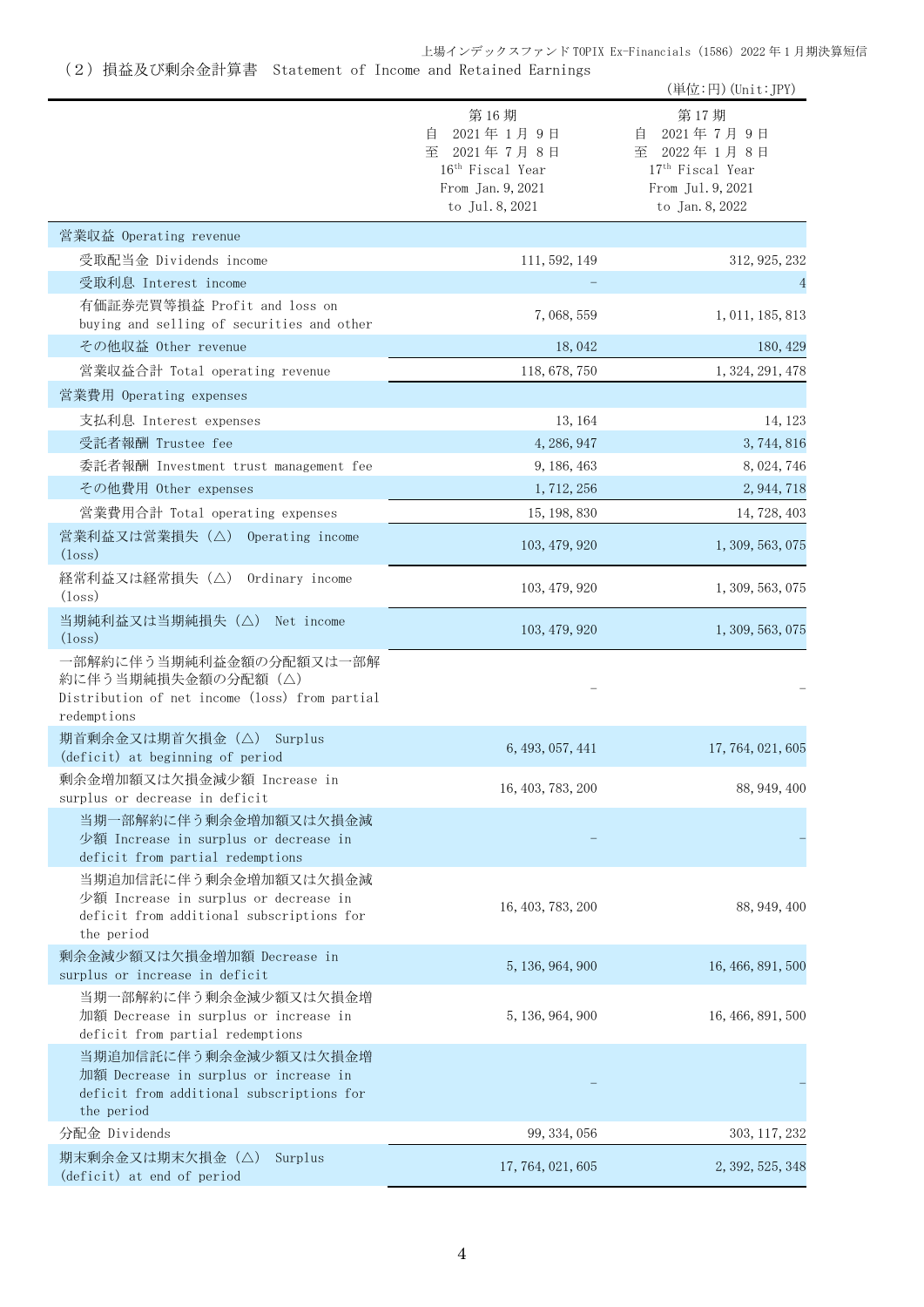## （２）損益及び剰余金計算書　Statement of Income and Retained Earnings

（単位：円）(Unit:JPY)

| | 第16期<br>自　2021年1月9日<br>至　2021年7月8日<br>16th Fiscal Year<br>From Jan.9,2021<br>to Jul.8,2021 | 第17期<br>自　2021年7月9日<br>至　2022年1月8日<br>17th Fiscal Year<br>From Jul.9,2021<br>to Jan.8,2022 |
|---|---|---|
| 営業収益 Operating revenue | | |
| 受取配当金 Dividends income | 111,592,149 | 312,925,232 |
| 受取利息 Interest income | － | 4 |
| 有価証券売買等損益 Profit and loss on buying and selling of securities and other | 7,068,559 | 1,011,185,813 |
| その他収益 Other revenue | 18,042 | 180,429 |
| 営業収益合計 Total operating revenue | 118,678,750 | 1,324,291,478 |
| 営業費用 Operating expenses | | |
| 支払利息 Interest expenses | 13,164 | 14,123 |
| 受託者報酬 Trustee fee | 4,286,947 | 3,744,816 |
| 委託者報酬 Investment trust management fee | 9,186,463 | 8,024,746 |
| その他費用 Other expenses | 1,712,256 | 2,944,718 |
| 営業費用合計 Total operating expenses | 15,198,830 | 14,728,403 |
| 営業利益又は営業損失（△） Operating income (loss) | 103,479,920 | 1,309,563,075 |
| 経常利益又は経常損失（△） Ordinary income (loss) | 103,479,920 | 1,309,563,075 |
| 当期純利益又は当期純損失（△） Net income (loss) | 103,479,920 | 1,309,563,075 |
| 一部解約に伴う当期純利益金額の分配額又は一部解約に伴う当期純損失金額の分配額（△） Distribution of net income (loss) from partial redemptions | － | － |
| 期首剰余金又は期首欠損金（△） Surplus (deficit) at beginning of period | 6,493,057,441 | 17,764,021,605 |
| 剰余金増加額又は欠損金減少額 Increase in surplus or decrease in deficit | 16,403,783,200 | 88,949,400 |
| 当期一部解約に伴う剰余金増加額又は欠損金減少額 Increase in surplus or decrease in deficit from partial redemptions | － | － |
| 当期追加信託に伴う剰余金増加額又は欠損金減少額 Increase in surplus or decrease in deficit from additional subscriptions for the period | 16,403,783,200 | 88,949,400 |
| 剰余金減少額又は欠損金増加額 Decrease in surplus or increase in deficit | 5,136,964,900 | 16,466,891,500 |
| 当期一部解約に伴う剰余金減少額又は欠損金増加額 Decrease in surplus or increase in deficit from partial redemptions | 5,136,964,900 | 16,466,891,500 |
| 当期追加信託に伴う剰余金減少額又は欠損金増加額 Decrease in surplus or increase in deficit from additional subscriptions for the period | － | － |
| 分配金 Dividends | 99,334,056 | 303,117,232 |
| 期末剰余金又は期末欠損金（△） Surplus (deficit) at end of period | 17,764,021,605 | 2,392,525,348 |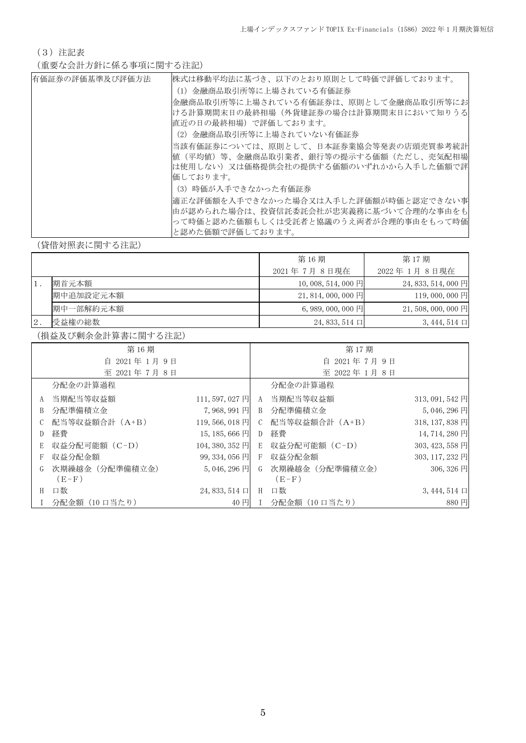（3）注記表

（重要な会計方針に係る事項に関する注記）

| 有価証券の評価基準及び評価方法 | 株式は移動平均法に基づき、以下のとおり原則として時価で評価しております。<br>(1) 金融商品取引所等に上場されている有価証券<br>金融商品取引所等に上場されている有価証券は、原則として金融商品取引所等における計算期間末日の最終相場（外貨建証券の場合は計算期間末日において知りうる直近の日の最終相場）で評価しております。<br>(2) 金融商品取引所等に上場されていない有価証券<br>当該有価証券については、原則として、日本証券業協会等発表の店頭売買参考統計値（平均値）等、金融商品取引業者、銀行等の提示する価額（ただし、売気配相場は使用しない）又は価格提供会社の提供する価額のいずれかから入手した価額で評価しております。<br>(3) 時価が入手できなかった有価証券<br>適正な評価額を入手できなかった場合又は入手した評価額が時価と認定できない事由が認められた場合は、投資信託委託会社が忠実義務に基づいて合理的な事由をもって時価と認めた価額もしくは受託者と協議のうえ両者が合理的事由をもって時価と認めた価額で評価しております。 |
|---|---|

（貸借対照表に関する注記）

| | | 第16期<br>2021年 7月 8日現在 | 第17期<br>2022年 1月 8日現在 |
|---|---|---|---|
| 1. | 期首元本額 | 10,008,514,000円 | 24,833,514,000円 |
| | 期中追加設定元本額 | 21,814,000,000円 | 119,000,000円 |
| | 期中一部解約元本額 | 6,989,000,000円 | 21,508,000,000円 |
| 2. | 受益権の総数 | 24,833,514口 | 3,444,514口 |

（損益及び剰余金計算書に関する注記）

| 第16期<br>自 2021年 1月 9日<br>至 2021年 7月 8日 | | | 第17期<br>自 2021年 7月 9日<br>至 2022年 1月 8日 | | |
|---|---|---|---|---|---|
| | 分配金の計算過程 | | | 分配金の計算過程 | |
| A | 当期配当等収益額 | 111,597,027円 | A | 当期配当等収益額 | 313,091,542円 |
| B | 分配準備積立金 | 7,968,991円 | B | 分配準備積立金 | 5,046,296円 |
| C | 配当等収益額合計（A+B） | 119,566,018円 | C | 配当等収益額合計（A+B） | 318,137,838円 |
| D | 経費 | 15,185,666円 | D | 経費 | 14,714,280円 |
| E | 収益分配可能額（C-D） | 104,380,352円 | E | 収益分配可能額（C-D） | 303,423,558円 |
| F | 収益分配金額 | 99,334,056円 | F | 収益分配金額 | 303,117,232円 |
| G | 次期繰越金（分配準備積立金）（E-F） | 5,046,296円 | G | 次期繰越金（分配準備積立金）（E-F） | 306,326円 |
| H | 口数 | 24,833,514口 | H | 口数 | 3,444,514口 |
| I | 分配金額（10口当たり） | 40円 | I | 分配金額（10口当たり） | 880円 |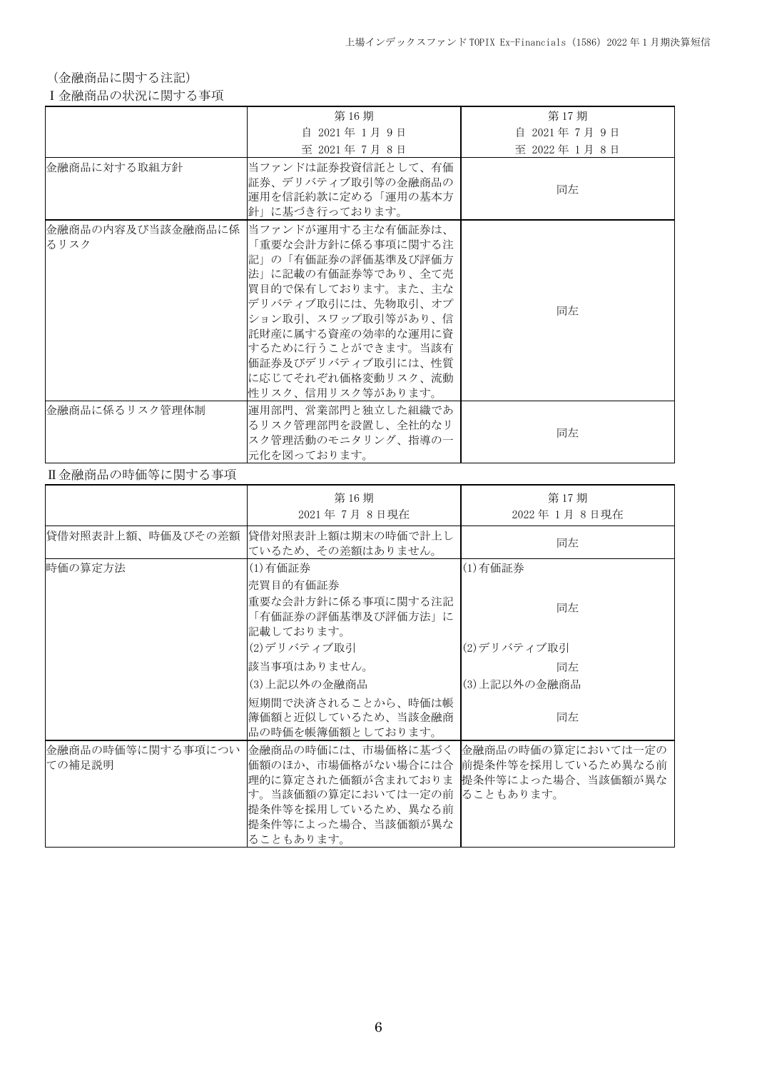（金融商品に関する注記）

Ⅰ金融商品の状況に関する事項

| | 第16期<br>自 2021年 1月 9日<br>至 2021年 7月 8日 | 第17期<br>自 2021年 7月 9日<br>至 2022年 1月 8日 |
|---|---|---|
| 金融商品に対する取組方針 | 当ファンドは証券投資信託として、有価証券、デリバティブ取引等の金融商品の運用を信託約款に定める「運用の基本方針」に基づき行っております。 | 同左 |
| 金融商品の内容及び当該金融商品に係るリスク | 当ファンドが運用する主な有価証券は、「重要な会計方針に係る事項に関する注記」の「有価証券の評価基準及び評価方法」に記載の有価証券等であり、全て売買目的で保有しております。また、主なデリバティブ取引には、先物取引、オプション取引、スワップ取引等があり、信託財産に属する資産の効率的な運用に資するために行うことができます。当該有価証券及びデリバティブ取引には、性質に応じてそれぞれ価格変動リスク、流動性リスク、信用リスク等があります。 | 同左 |
| 金融商品に係るリスク管理体制 | 運用部門、営業部門と独立した組織であるリスク管理部門を設置し、全社的なリスク管理活動のモニタリング、指導の一元化を図っております。 | 同左 |

Ⅱ金融商品の時価等に関する事項

| | 第16期<br>2021年 7月 8日現在 | 第17期<br>2022年 1月 8日現在 |
|---|---|---|
| 貸借対照表計上額、時価及びその差額 | 貸借対照表計上額は期末の時価で計上しているため、その差額はありません。 | 同左 |
| 時価の算定方法 | (1)有価証券<br>売買目的有価証券<br>重要な会計方針に係る事項に関する注記「有価証券の評価基準及び評価方法」に記載しております。<br>(2)デリバティブ取引<br>該当事項はありません。<br>(3)上記以外の金融商品<br>短期間で決済されることから、時価は帳簿価額と近似しているため、当該金融商品の時価を帳簿価額としております。 | (1)有価証券<br>同左<br>(2)デリバティブ取引<br>同左<br>(3)上記以外の金融商品<br>同左 |
| 金融商品の時価等に関する事項についての補足説明 | 金融商品の時価には、市場価格に基づく価額のほか、市場価格がない場合には合理的に算定された価額が含まれております。当該価額の算定においては一定の前提条件等を採用しているため、異なる前提条件等によった場合、当該価額が異なることもあります。 | 金融商品の時価の算定においては一定の前提条件等を採用しているため異なる前提条件等によった場合、当該価額が異なることもあります。 |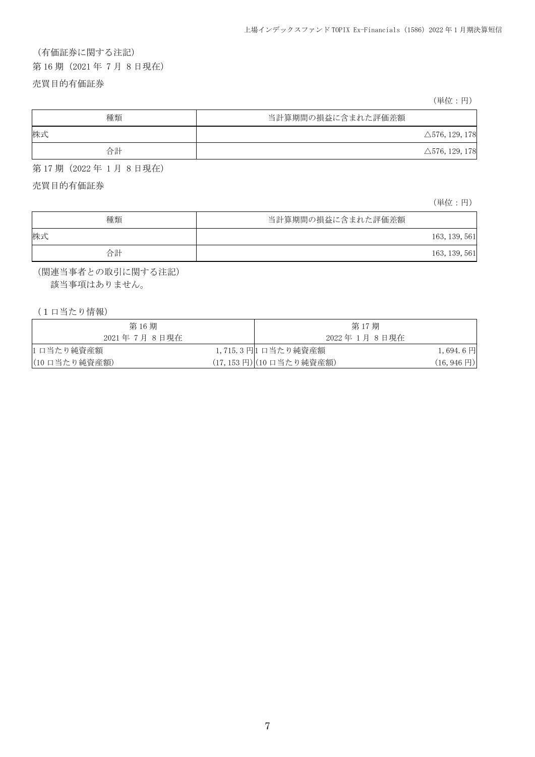（有価証券に関する注記）

第16期（2021年 7月 8日現在）

売買目的有価証券

（単位：円）

| 種類 | 当計算期間の損益に含まれた評価差額 |
| --- | --- |
| 株式 | △576, 129, 178 |
| 合計 | △576, 129, 178 |

第17期（2022年 1月 8日現在）

売買目的有価証券

（単位：円）

| 種類 | 当計算期間の損益に含まれた評価差額 |
| --- | --- |
| 株式 | 163, 139, 561 |
| 合計 | 163, 139, 561 |

（関連当事者との取引に関する注記）

該当事項はありません。

（1口当たり情報）

| 第16期<br>2021年 7月 8日現在 | | 第17期<br>2022年 1月 8日現在 | |
| --- | --- | --- | --- |
| 1口当たり純資産額 | 1, 715. 3円 | 1口当たり純資産額 | 1, 694. 6円 |
| (10口当たり純資産額) | (17, 153円) | (10口当たり純資産額) | (16, 946円) |